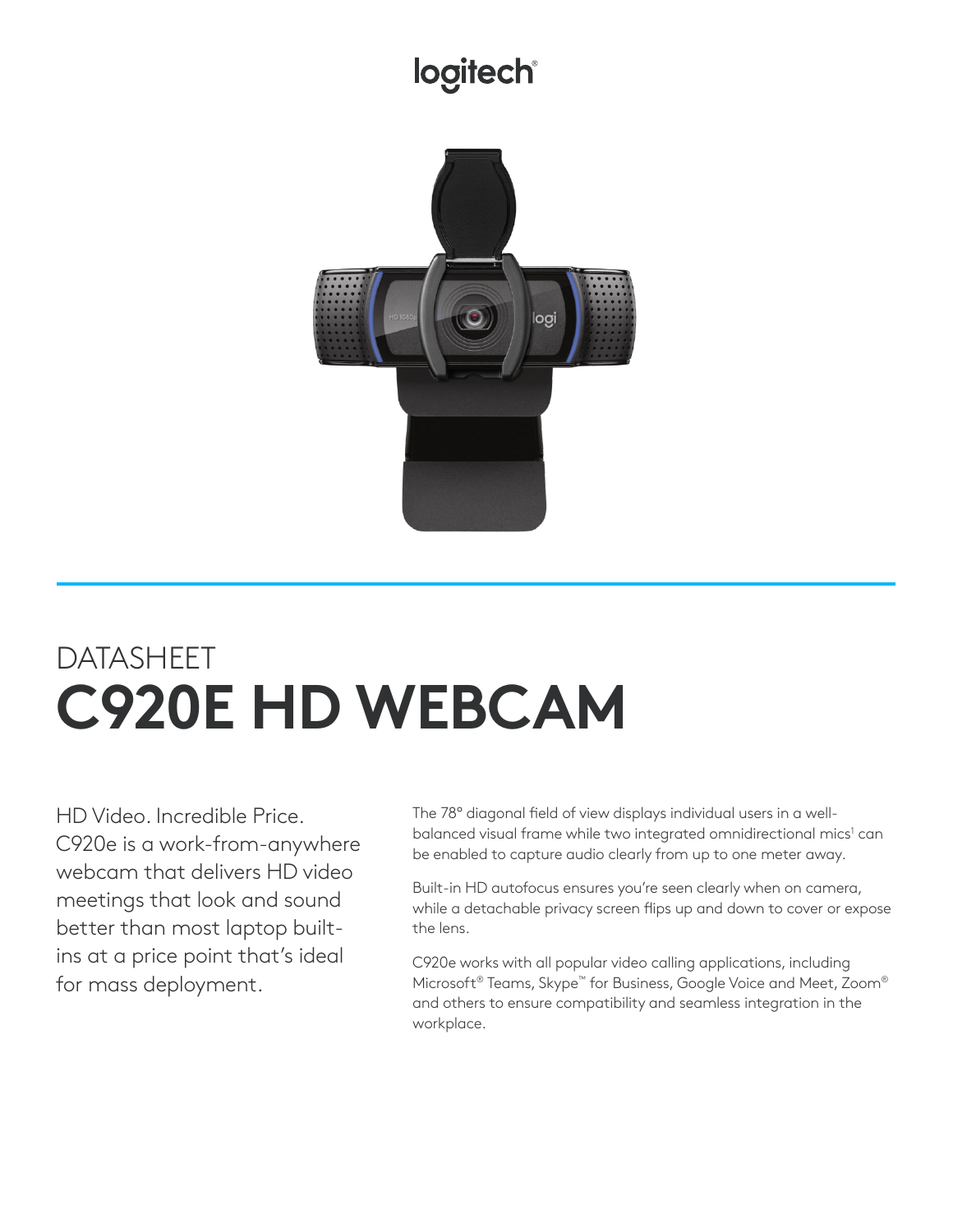logitech

DATASHEET

# C920E HD WEBCAM

HD Video. Incredible Price. C920e is a work-from-anywhere webcam that delivers HD video meetings that look and sound better than most laptop built-ins at a price point that's ideal for mass deployment.

The 78° diagonal field of view displays individual users in a well-balanced visual frame while two integrated omnidirectional mics[1] can be enabled to capture audio clearly from up to one meter away.

Built-in HD autofocus ensures you're seen clearly when on camera, while a detachable privacy screen flips up and down to cover or expose the lens.

C920e works with all popular video calling applications, including Microsoft® Teams, Skype™ for Business, Google Voice and Meet, Zoom® and others to ensure compatibility and seamless integration in the workplace.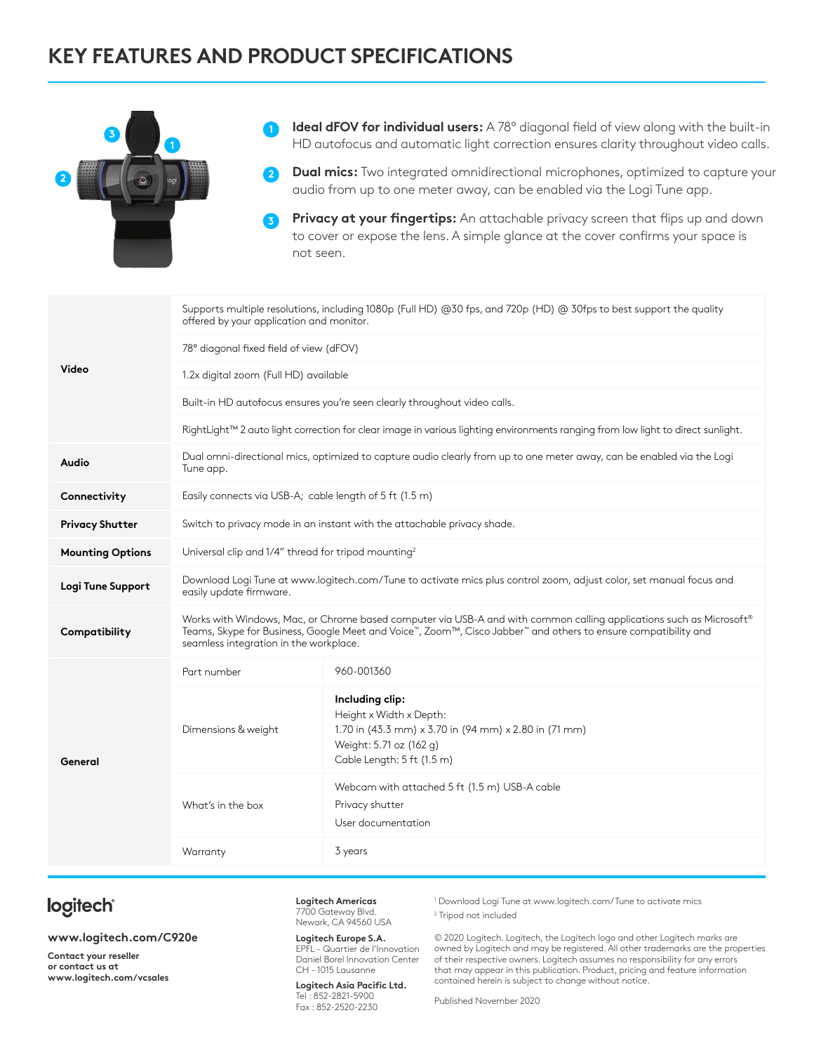# KEY FEATURES AND PRODUCT SPECIFICATIONS

1. **Ideal dFOV for individual users:** A 78° diagonal field of view along with the built-in HD autofocus and automatic light correction ensures clarity throughout video calls.
2. **Dual mics:** Two integrated omnidirectional microphones, optimized to capture your audio from up to one meter away, can be enabled via the Logi Tune app.
3. **Privacy at your fingertips:** An attachable privacy screen that flips up and down to cover or expose the lens. A simple glance at the cover confirms your space is not seen.

| | | |
|---|---|---|
| **Video** | Supports multiple resolutions, including 1080p (Full HD) @30 fps, and 720p (HD) @ 30fps to best support the quality offered by your application and monitor. | |
| | 78° diagonal fixed field of view (dFOV) | |
| | 1.2x digital zoom (Full HD) available | |
| | Built-in HD autofocus ensures you're seen clearly throughout video calls. | |
| | RightLight™ 2 auto light correction for clear image in various lighting environments ranging from low light to direct sunlight. | |
| **Audio** | Dual omni-directional mics, optimized to capture audio clearly from up to one meter away, can be enabled via the Logi Tune app. | |
| **Connectivity** | Easily connects via USB-A; cable length of 5 ft (1.5 m) | |
| **Privacy Shutter** | Switch to privacy mode in an instant with the attachable privacy shade. | |
| **Mounting Options** | Universal clip and 1/4" thread for tripod mounting[2] | |
| **Logi Tune Support** | Download Logi Tune at www.logitech.com/Tune to activate mics plus control zoom, adjust color, set manual focus and easily update firmware. | |
| **Compatibility** | Works with Windows, Mac, or Chrome based computer via USB-A and with common calling applications such as Microsoft® Teams, Skype for Business, Google Meet and Voice™, Zoom™, Cisco Jabber™ and others to ensure compatibility and seamless integration in the workplace. | |
| **General** | Part number | 960-001360 |
| | Dimensions & weight | **Including clip:**<br>Height x Width x Depth:<br>1.70 in (43.3 mm) x 3.70 in (94 mm) x 2.80 in (71 mm)<br>Weight: 5.71 oz (162 g)<br>Cable Length: 5 ft (1.5 m) |
| | What's in the box | Webcam with attached 5 ft (1.5 m) USB-A cable<br>Privacy shutter<br>User documentation |
| | Warranty | 3 years |

logitech®

**www.logitech.com/C920e**

**Contact your reseller or contact us at www.logitech.com/vcsales**

**Logitech Americas**
7700 Gateway Blvd.
Newark, CA 94560 USA

**Logitech Europe S.A.**
EPFL - Quartier de l'Innovation
Daniel Borel Innovation Center
CH - 1015 Lausanne

**Logitech Asia Pacific Ltd.**
Tel : 852-2821-5900
Fax : 852-2520-2230

[1] Download Logi Tune at www.logitech.com/Tune to activate mics

[2] Tripod not included

© 2020 Logitech. Logitech, the Logitech logo and other Logitech marks are owned by Logitech and may be registered. All other trademarks are the properties of their respective owners. Logitech assumes no responsibility for any errors that may appear in this publication. Product, pricing and feature information contained herein is subject to change without notice.

Published November 2020